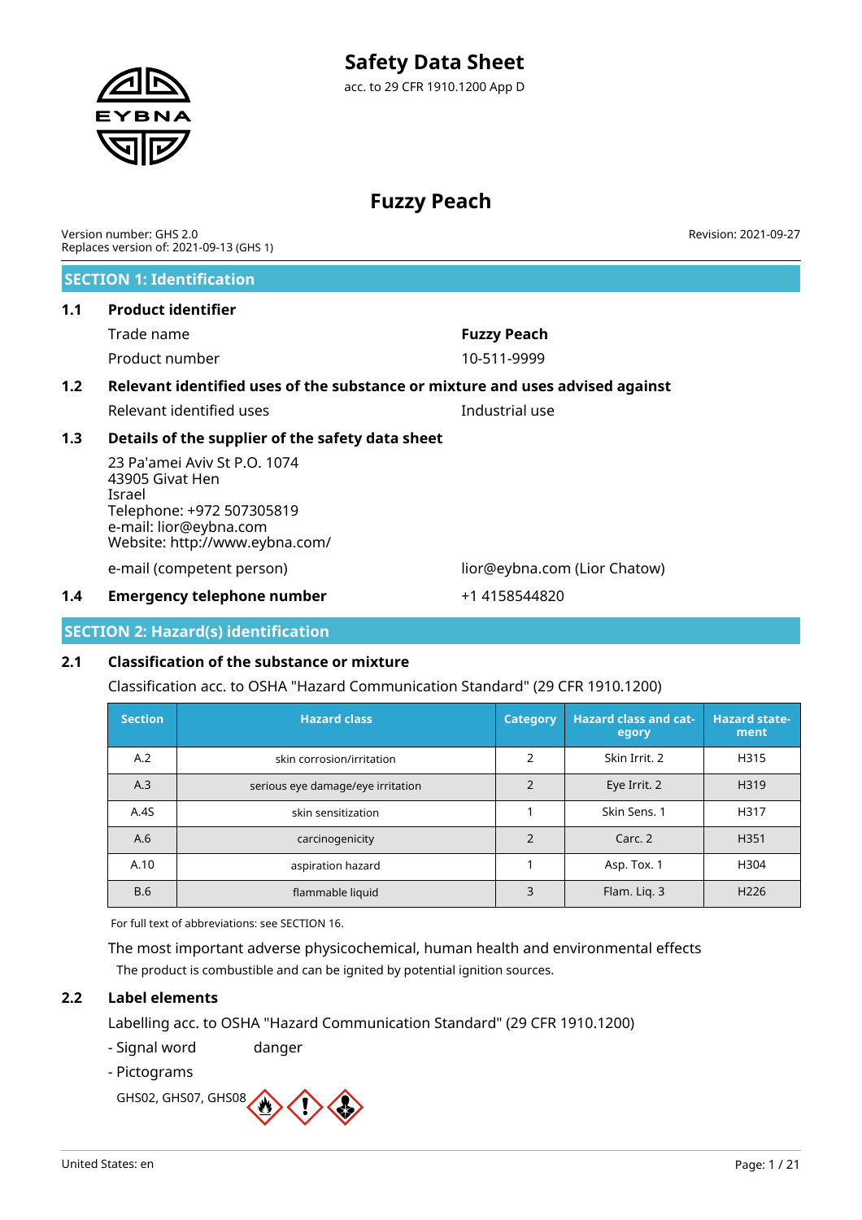# Safety Data Sheet

acc. to 29 CFR 1910.1200 App D

# Fuzzy Peach

Version number: GHS 2.0
Replaces version of: 2021-09-13 (GHS 1)

Revision: 2021-09-27

## SECTION 1: Identification

### 1.1 Product identifier

| | |
|---|---|
| Trade name | **Fuzzy Peach** |
| Product number | 10-511-9999 |

### 1.2 Relevant identified uses of the substance or mixture and uses advised against

| | |
|---|---|
| Relevant identified uses | Industrial use |

### 1.3 Details of the supplier of the safety data sheet

23 Pa'amei Aviv St P.O. 1074
43905 Givat Hen
Israel
Telephone: +972 507305819
e-mail: lior@eybna.com
Website: http://www.eybna.com/

| | |
|---|---|
| e-mail (competent person) | lior@eybna.com (Lior Chatow) |

### 1.4 Emergency telephone number

+1 4158544820

## SECTION 2: Hazard(s) identification

### 2.1 Classification of the substance or mixture

Classification acc. to OSHA "Hazard Communication Standard" (29 CFR 1910.1200)

| Section | Hazard class | Category | Hazard class and category | Hazard statement |
|---|---|---|---|---|
| A.2 | skin corrosion/irritation | 2 | Skin Irrit. 2 | H315 |
| A.3 | serious eye damage/eye irritation | 2 | Eye Irrit. 2 | H319 |
| A.4S | skin sensitization | 1 | Skin Sens. 1 | H317 |
| A.6 | carcinogenicity | 2 | Carc. 2 | H351 |
| A.10 | aspiration hazard | 1 | Asp. Tox. 1 | H304 |
| B.6 | flammable liquid | 3 | Flam. Liq. 3 | H226 |

For full text of abbreviations: see SECTION 16.

The most important adverse physicochemical, human health and environmental effects

The product is combustible and can be ignited by potential ignition sources.

### 2.2 Label elements

Labelling acc. to OSHA "Hazard Communication Standard" (29 CFR 1910.1200)

- Signal word danger
- Pictograms

GHS02, GHS07, GHS08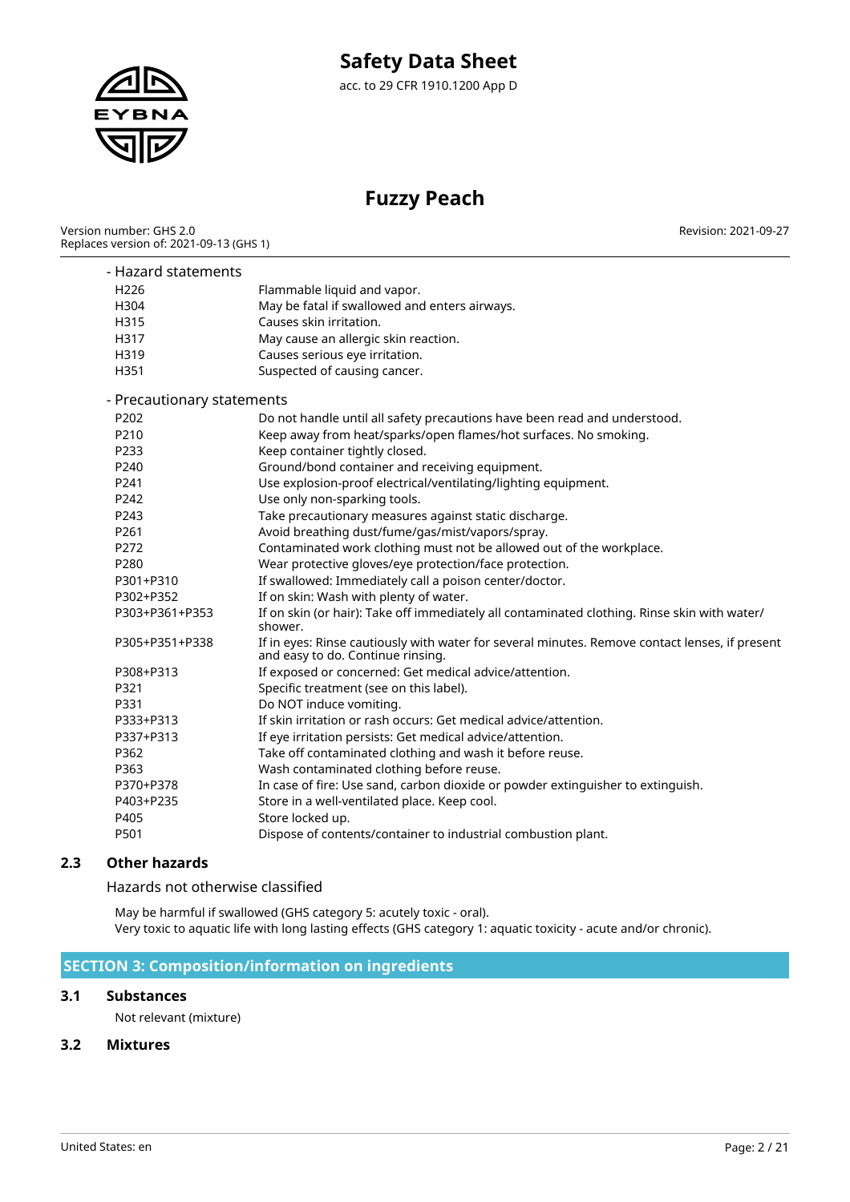- Hazard statements

| | |
|---|---|
| H226 | Flammable liquid and vapor. |
| H304 | May be fatal if swallowed and enters airways. |
| H315 | Causes skin irritation. |
| H317 | May cause an allergic skin reaction. |
| H319 | Causes serious eye irritation. |
| H351 | Suspected of causing cancer. |

- Precautionary statements

| | |
|---|---|
| P202 | Do not handle until all safety precautions have been read and understood. |
| P210 | Keep away from heat/sparks/open flames/hot surfaces. No smoking. |
| P233 | Keep container tightly closed. |
| P240 | Ground/bond container and receiving equipment. |
| P241 | Use explosion-proof electrical/ventilating/lighting equipment. |
| P242 | Use only non-sparking tools. |
| P243 | Take precautionary measures against static discharge. |
| P261 | Avoid breathing dust/fume/gas/mist/vapors/spray. |
| P272 | Contaminated work clothing must not be allowed out of the workplace. |
| P280 | Wear protective gloves/eye protection/face protection. |
| P301+P310 | If swallowed: Immediately call a poison center/doctor. |
| P302+P352 | If on skin: Wash with plenty of water. |
| P303+P361+P353 | If on skin (or hair): Take off immediately all contaminated clothing. Rinse skin with water/shower. |
| P305+P351+P338 | If in eyes: Rinse cautiously with water for several minutes. Remove contact lenses, if present and easy to do. Continue rinsing. |
| P308+P313 | If exposed or concerned: Get medical advice/attention. |
| P321 | Specific treatment (see on this label). |
| P331 | Do NOT induce vomiting. |
| P333+P313 | If skin irritation or rash occurs: Get medical advice/attention. |
| P337+P313 | If eye irritation persists: Get medical advice/attention. |
| P362 | Take off contaminated clothing and wash it before reuse. |
| P363 | Wash contaminated clothing before reuse. |
| P370+P378 | In case of fire: Use sand, carbon dioxide or powder extinguisher to extinguish. |
| P403+P235 | Store in a well-ventilated place. Keep cool. |
| P405 | Store locked up. |
| P501 | Dispose of contents/container to industrial combustion plant. |

### 2.3 Other hazards

Hazards not otherwise classified

May be harmful if swallowed (GHS category 5: acutely toxic - oral).
Very toxic to aquatic life with long lasting effects (GHS category 1: aquatic toxicity - acute and/or chronic).

## SECTION 3: Composition/information on ingredients

### 3.1 Substances

Not relevant (mixture)

### 3.2 Mixtures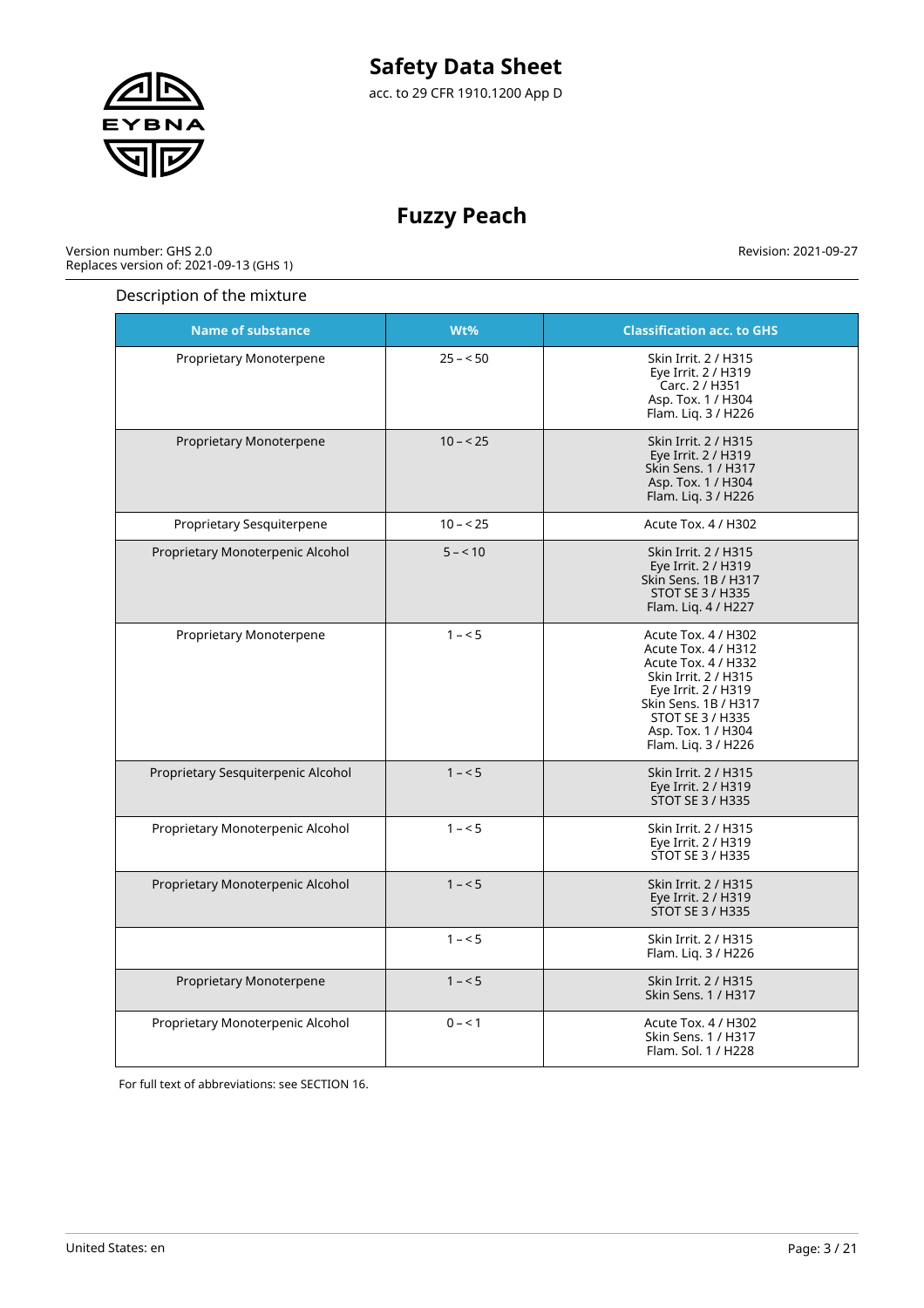Description of the mixture

| Name of substance | Wt% | Classification acc. to GHS |
|---|---|---|
| Proprietary Monoterpene | 25 – < 50 | Skin Irrit. 2 / H315<br>Eye Irrit. 2 / H319<br>Carc. 2 / H351<br>Asp. Tox. 1 / H304<br>Flam. Liq. 3 / H226 |
| Proprietary Monoterpene | 10 – < 25 | Skin Irrit. 2 / H315<br>Eye Irrit. 2 / H319<br>Skin Sens. 1 / H317<br>Asp. Tox. 1 / H304<br>Flam. Liq. 3 / H226 |
| Proprietary Sesquiterpene | 10 – < 25 | Acute Tox. 4 / H302 |
| Proprietary Monoterpenic Alcohol | 5 – < 10 | Skin Irrit. 2 / H315<br>Eye Irrit. 2 / H319<br>Skin Sens. 1B / H317<br>STOT SE 3 / H335<br>Flam. Liq. 4 / H227 |
| Proprietary Monoterpene | 1 – < 5 | Acute Tox. 4 / H302<br>Acute Tox. 4 / H312<br>Acute Tox. 4 / H332<br>Skin Irrit. 2 / H315<br>Eye Irrit. 2 / H319<br>Skin Sens. 1B / H317<br>STOT SE 3 / H335<br>Asp. Tox. 1 / H304<br>Flam. Liq. 3 / H226 |
| Proprietary Sesquiterpenic Alcohol | 1 – < 5 | Skin Irrit. 2 / H315<br>Eye Irrit. 2 / H319<br>STOT SE 3 / H335 |
| Proprietary Monoterpenic Alcohol | 1 – < 5 | Skin Irrit. 2 / H315<br>Eye Irrit. 2 / H319<br>STOT SE 3 / H335 |
| Proprietary Monoterpenic Alcohol | 1 – < 5 | Skin Irrit. 2 / H315<br>Eye Irrit. 2 / H319<br>STOT SE 3 / H335 |
| | 1 – < 5 | Skin Irrit. 2 / H315<br>Flam. Liq. 3 / H226 |
| Proprietary Monoterpene | 1 – < 5 | Skin Irrit. 2 / H315<br>Skin Sens. 1 / H317 |
| Proprietary Monoterpenic Alcohol | 0 – < 1 | Acute Tox. 4 / H302<br>Skin Sens. 1 / H317<br>Flam. Sol. 1 / H228 |

For full text of abbreviations: see SECTION 16.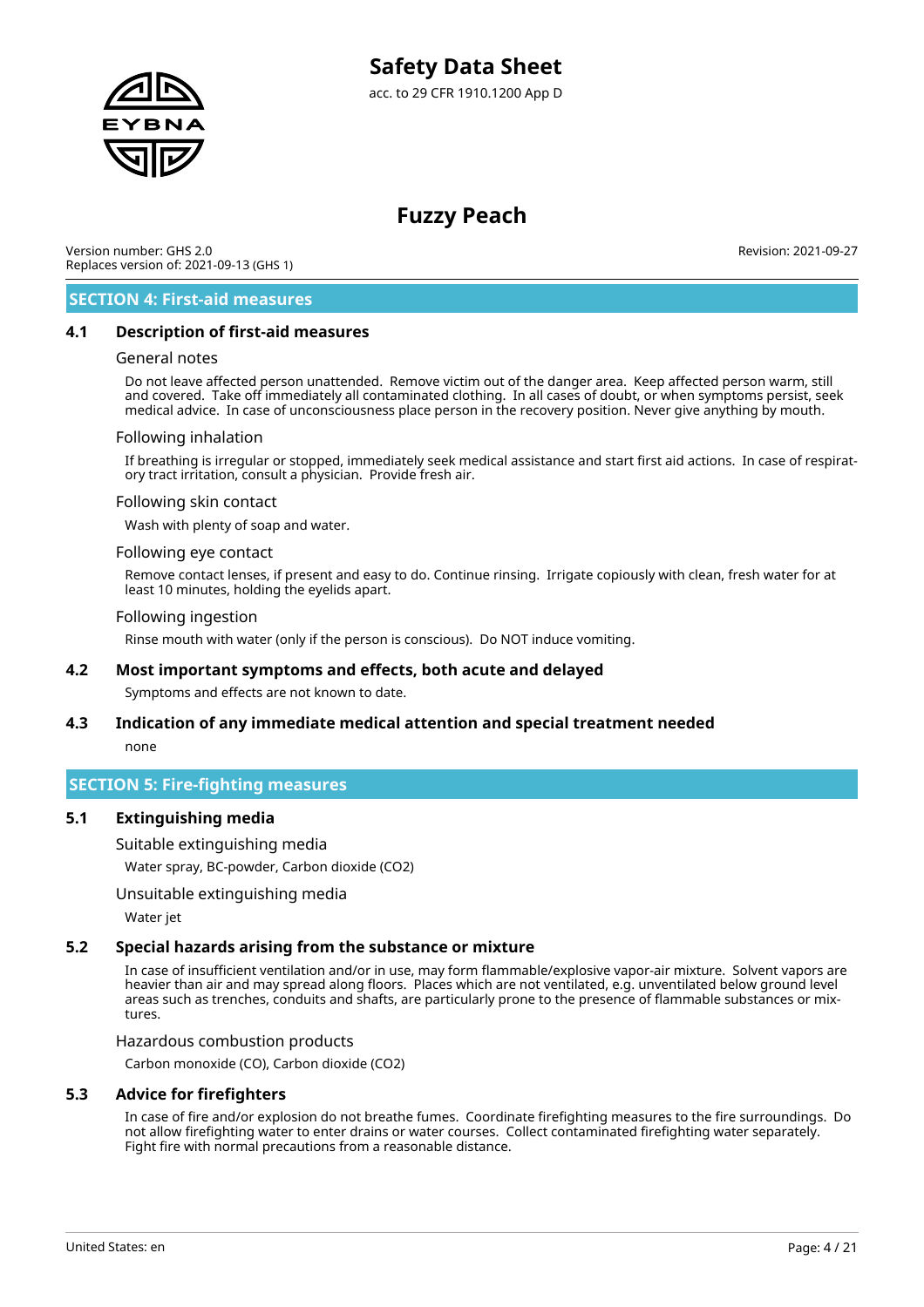## SECTION 4: First-aid measures

### 4.1 Description of first-aid measures

#### General notes

Do not leave affected person unattended. Remove victim out of the danger area. Keep affected person warm, still and covered. Take off immediately all contaminated clothing. In all cases of doubt, or when symptoms persist, seek medical advice. In case of unconsciousness place person in the recovery position. Never give anything by mouth.

#### Following inhalation

If breathing is irregular or stopped, immediately seek medical assistance and start first aid actions. In case of respiratory tract irritation, consult a physician. Provide fresh air.

#### Following skin contact

Wash with plenty of soap and water.

#### Following eye contact

Remove contact lenses, if present and easy to do. Continue rinsing. Irrigate copiously with clean, fresh water for at least 10 minutes, holding the eyelids apart.

#### Following ingestion

Rinse mouth with water (only if the person is conscious). Do NOT induce vomiting.

### 4.2 Most important symptoms and effects, both acute and delayed

Symptoms and effects are not known to date.

### 4.3 Indication of any immediate medical attention and special treatment needed

none

## SECTION 5: Fire-fighting measures

### 5.1 Extinguishing media

#### Suitable extinguishing media

Water spray, BC-powder, Carbon dioxide ($CO_2$)

#### Unsuitable extinguishing media

Water jet

### 5.2 Special hazards arising from the substance or mixture

In case of insufficient ventilation and/or in use, may form flammable/explosive vapor-air mixture. Solvent vapors are heavier than air and may spread along floors. Places which are not ventilated, e.g. unventilated below ground level areas such as trenches, conduits and shafts, are particularly prone to the presence of flammable substances or mixtures.

#### Hazardous combustion products

Carbon monoxide (CO), Carbon dioxide ($CO_2$)

### 5.3 Advice for firefighters

In case of fire and/or explosion do not breathe fumes. Coordinate firefighting measures to the fire surroundings. Do not allow firefighting water to enter drains or water courses. Collect contaminated firefighting water separately. Fight fire with normal precautions from a reasonable distance.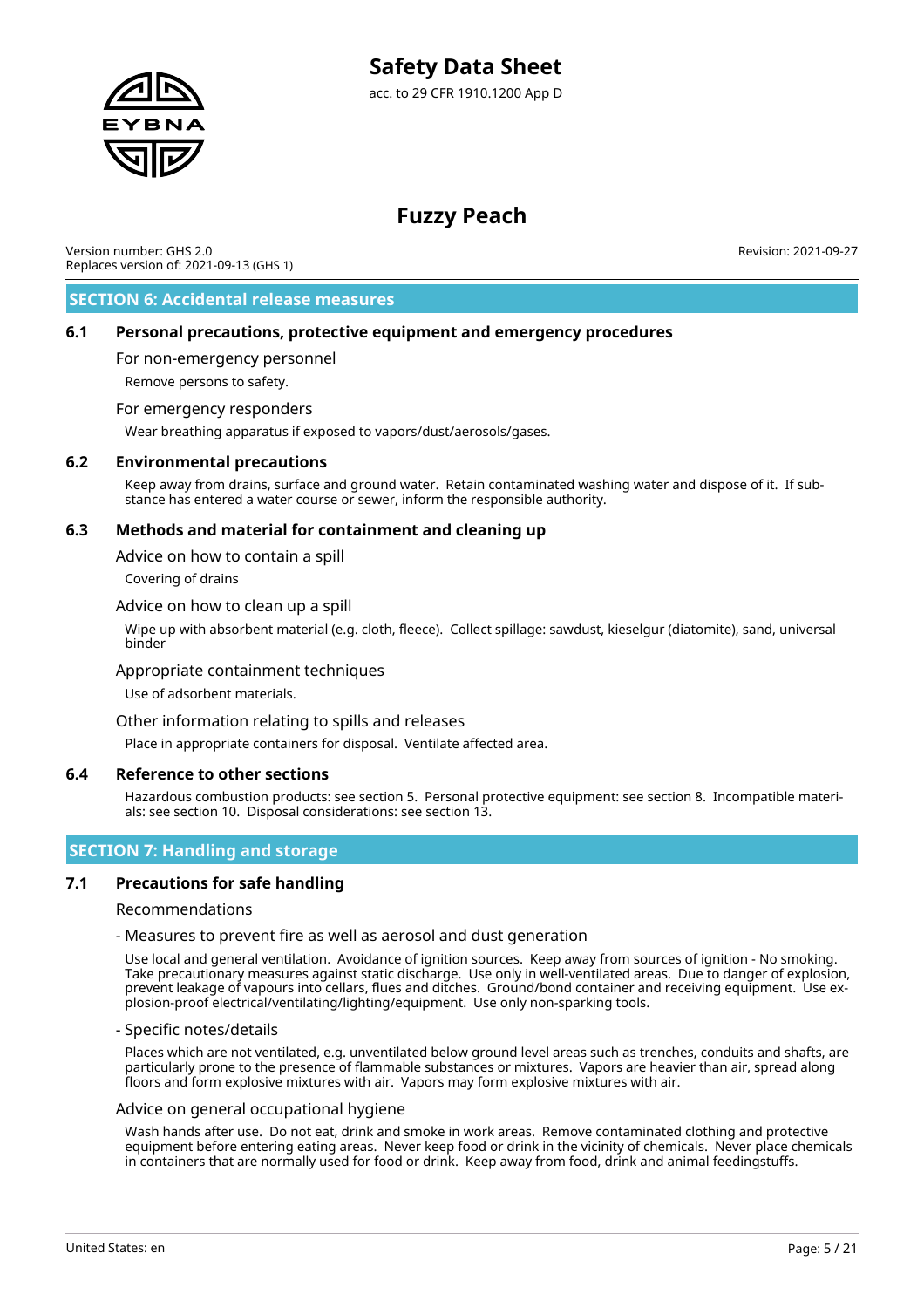## SECTION 6: Accidental release measures

### 6.1 Personal precautions, protective equipment and emergency procedures

For non-emergency personnel

Remove persons to safety.

For emergency responders

Wear breathing apparatus if exposed to vapors/dust/aerosols/gases.

### 6.2 Environmental precautions

Keep away from drains, surface and ground water. Retain contaminated washing water and dispose of it. If substance has entered a water course or sewer, inform the responsible authority.

### 6.3 Methods and material for containment and cleaning up

Advice on how to contain a spill

Covering of drains

Advice on how to clean up a spill

Wipe up with absorbent material (e.g. cloth, fleece). Collect spillage: sawdust, kieselgur (diatomite), sand, universal binder

Appropriate containment techniques

Use of adsorbent materials.

Other information relating to spills and releases

Place in appropriate containers for disposal. Ventilate affected area.

### 6.4 Reference to other sections

Hazardous combustion products: see section 5. Personal protective equipment: see section 8. Incompatible materials: see section 10. Disposal considerations: see section 13.

## SECTION 7: Handling and storage

### 7.1 Precautions for safe handling

Recommendations

- Measures to prevent fire as well as aerosol and dust generation

Use local and general ventilation. Avoidance of ignition sources. Keep away from sources of ignition - No smoking. Take precautionary measures against static discharge. Use only in well-ventilated areas. Due to danger of explosion, prevent leakage of vapours into cellars, flues and ditches. Ground/bond container and receiving equipment. Use explosion-proof electrical/ventilating/lighting/equipment. Use only non-sparking tools.

- Specific notes/details

Places which are not ventilated, e.g. unventilated below ground level areas such as trenches, conduits and shafts, are particularly prone to the presence of flammable substances or mixtures. Vapors are heavier than air, spread along floors and form explosive mixtures with air. Vapors may form explosive mixtures with air.

Advice on general occupational hygiene

Wash hands after use. Do not eat, drink and smoke in work areas. Remove contaminated clothing and protective equipment before entering eating areas. Never keep food or drink in the vicinity of chemicals. Never place chemicals in containers that are normally used for food or drink. Keep away from food, drink and animal feedingstuffs.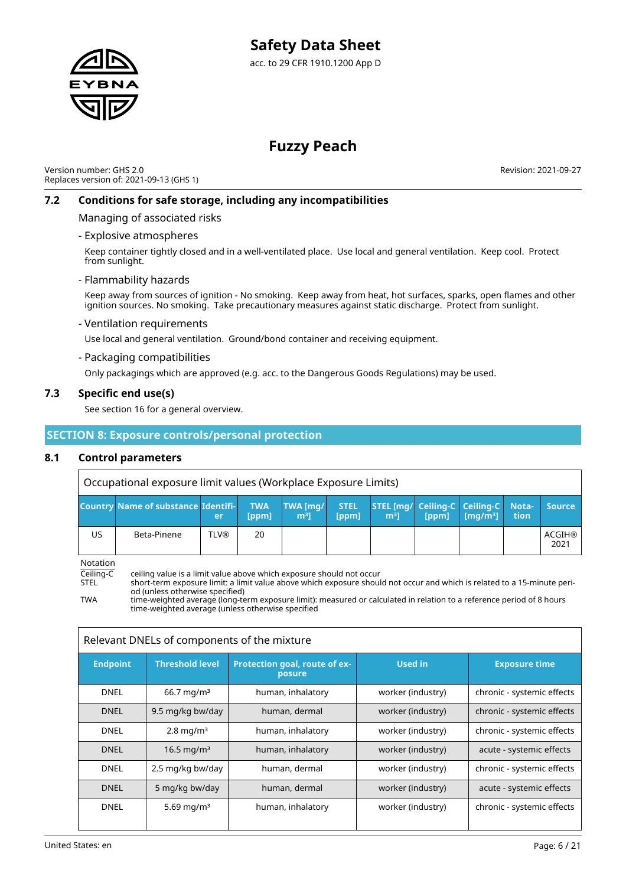### 7.2 Conditions for safe storage, including any incompatibilities

Managing of associated risks

- Explosive atmospheres

Keep container tightly closed and in a well-ventilated place. Use local and general ventilation. Keep cool. Protect from sunlight.

- Flammability hazards

Keep away from sources of ignition - No smoking. Keep away from heat, hot surfaces, sparks, open flames and other ignition sources. No smoking. Take precautionary measures against static discharge. Protect from sunlight.

- Ventilation requirements

Use local and general ventilation. Ground/bond container and receiving equipment.

- Packaging compatibilities

Only packagings which are approved (e.g. acc. to the Dangerous Goods Regulations) may be used.

### 7.3 Specific end use(s)

See section 16 for a general overview.

## SECTION 8: Exposure controls/personal protection

### 8.1 Control parameters

Occupational exposure limit values (Workplace Exposure Limits)

| Country | Name of substance | Identifier | TWA [ppm] | TWA [mg/m³] | STEL [ppm] | STEL [mg/m³] | Ceiling-C [ppm] | Ceiling-C [mg/m³] | Notation | Source |
|---|---|---|---|---|---|---|---|---|---|---|
| US | Beta-Pinene | TLV® | 20 | | | | | | | ACGIH® 2021 |

Notation

Ceiling-C ceiling value is a limit value above which exposure should not occur

STEL short-term exposure limit: a limit value above which exposure should not occur and which is related to a 15-minute period (unless otherwise specified)

TWA time-weighted average (long-term exposure limit): measured or calculated in relation to a reference period of 8 hours time-weighted average (unless otherwise specified

Relevant DNELs of components of the mixture

| Endpoint | Threshold level | Protection goal, route of exposure | Used in | Exposure time |
|---|---|---|---|---|
| DNEL | 66.7 mg/m³ | human, inhalatory | worker (industry) | chronic - systemic effects |
| DNEL | 9.5 mg/kg bw/day | human, dermal | worker (industry) | chronic - systemic effects |
| DNEL | 2.8 mg/m³ | human, inhalatory | worker (industry) | chronic - systemic effects |
| DNEL | 16.5 mg/m³ | human, inhalatory | worker (industry) | acute - systemic effects |
| DNEL | 2.5 mg/kg bw/day | human, dermal | worker (industry) | chronic - systemic effects |
| DNEL | 5 mg/kg bw/day | human, dermal | worker (industry) | acute - systemic effects |
| DNEL | 5.69 mg/m³ | human, inhalatory | worker (industry) | chronic - systemic effects |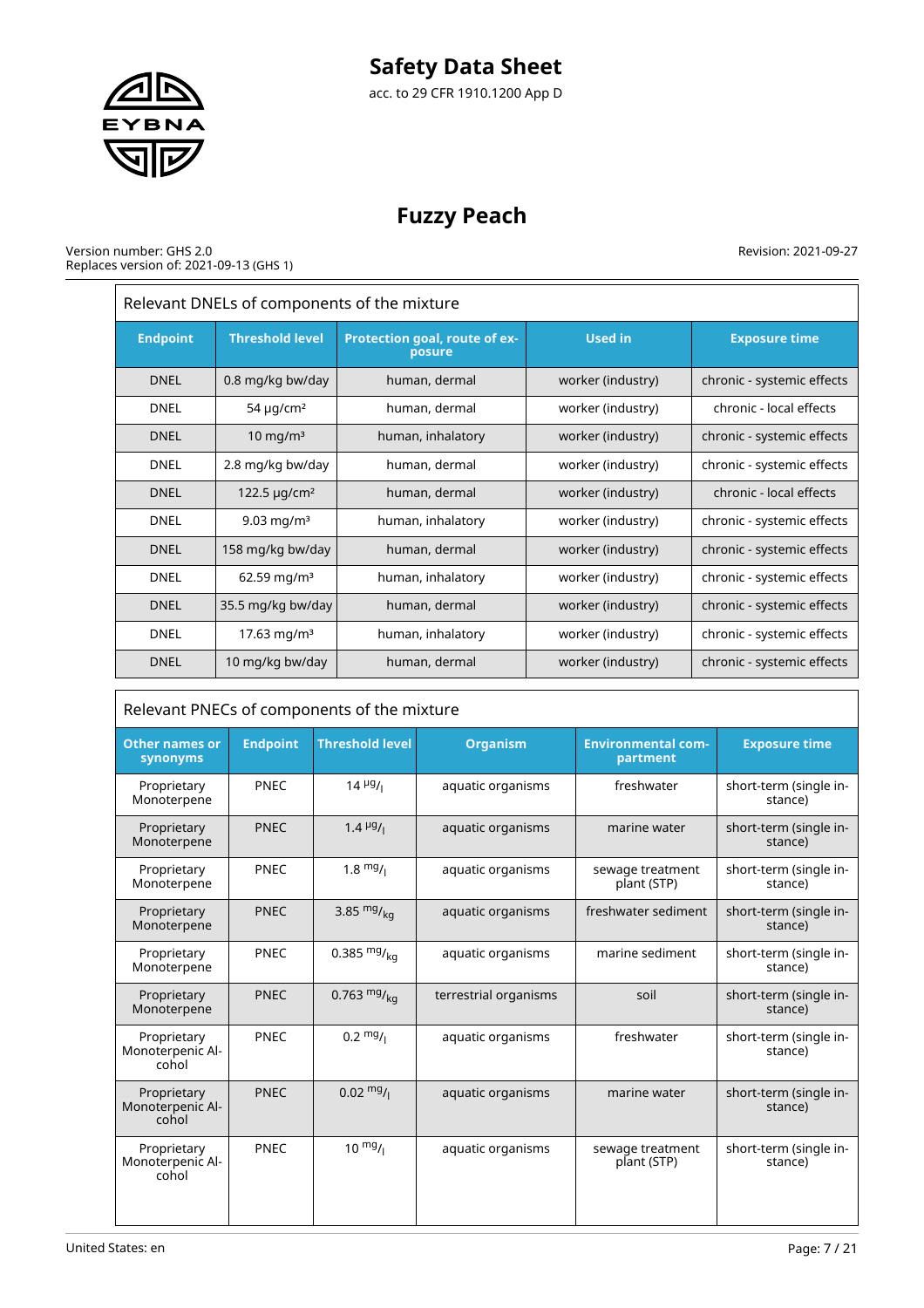| Relevant DNELs of components of the mixture | | | | |
|---|---|---|---|---|
| **Endpoint** | **Threshold level** | **Protection goal, route of exposure** | **Used in** | **Exposure time** |
| DNEL | 0.8 mg/kg bw/day | human, dermal | worker (industry) | chronic - systemic effects |
| DNEL | 54 µg/cm² | human, dermal | worker (industry) | chronic - local effects |
| DNEL | 10 mg/m³ | human, inhalatory | worker (industry) | chronic - systemic effects |
| DNEL | 2.8 mg/kg bw/day | human, dermal | worker (industry) | chronic - systemic effects |
| DNEL | 122.5 µg/cm² | human, dermal | worker (industry) | chronic - local effects |
| DNEL | 9.03 mg/m³ | human, inhalatory | worker (industry) | chronic - systemic effects |
| DNEL | 158 mg/kg bw/day | human, dermal | worker (industry) | chronic - systemic effects |
| DNEL | 62.59 mg/m³ | human, inhalatory | worker (industry) | chronic - systemic effects |
| DNEL | 35.5 mg/kg bw/day | human, dermal | worker (industry) | chronic - systemic effects |
| DNEL | 17.63 mg/m³ | human, inhalatory | worker (industry) | chronic - systemic effects |
| DNEL | 10 mg/kg bw/day | human, dermal | worker (industry) | chronic - systemic effects |

| Relevant PNECs of components of the mixture | | | | | |
|---|---|---|---|---|---|
| **Other names or synonyms** | **Endpoint** | **Threshold level** | **Organism** | **Environmental compartment** | **Exposure time** |
| Proprietary Monoterpene | PNEC | 14 µg/l | aquatic organisms | freshwater | short-term (single instance) |
| Proprietary Monoterpene | PNEC | 1.4 µg/l | aquatic organisms | marine water | short-term (single instance) |
| Proprietary Monoterpene | PNEC | 1.8 mg/l | aquatic organisms | sewage treatment plant (STP) | short-term (single instance) |
| Proprietary Monoterpene | PNEC | 3.85 mg/kg | aquatic organisms | freshwater sediment | short-term (single instance) |
| Proprietary Monoterpene | PNEC | 0.385 mg/kg | aquatic organisms | marine sediment | short-term (single instance) |
| Proprietary Monoterpene | PNEC | 0.763 mg/kg | terrestrial organisms | soil | short-term (single instance) |
| Proprietary Monoterpenic Alcohol | PNEC | 0.2 mg/l | aquatic organisms | freshwater | short-term (single instance) |
| Proprietary Monoterpenic Alcohol | PNEC | 0.02 mg/l | aquatic organisms | marine water | short-term (single instance) |
| Proprietary Monoterpenic Alcohol | PNEC | 10 mg/l | aquatic organisms | sewage treatment plant (STP) | short-term (single instance) |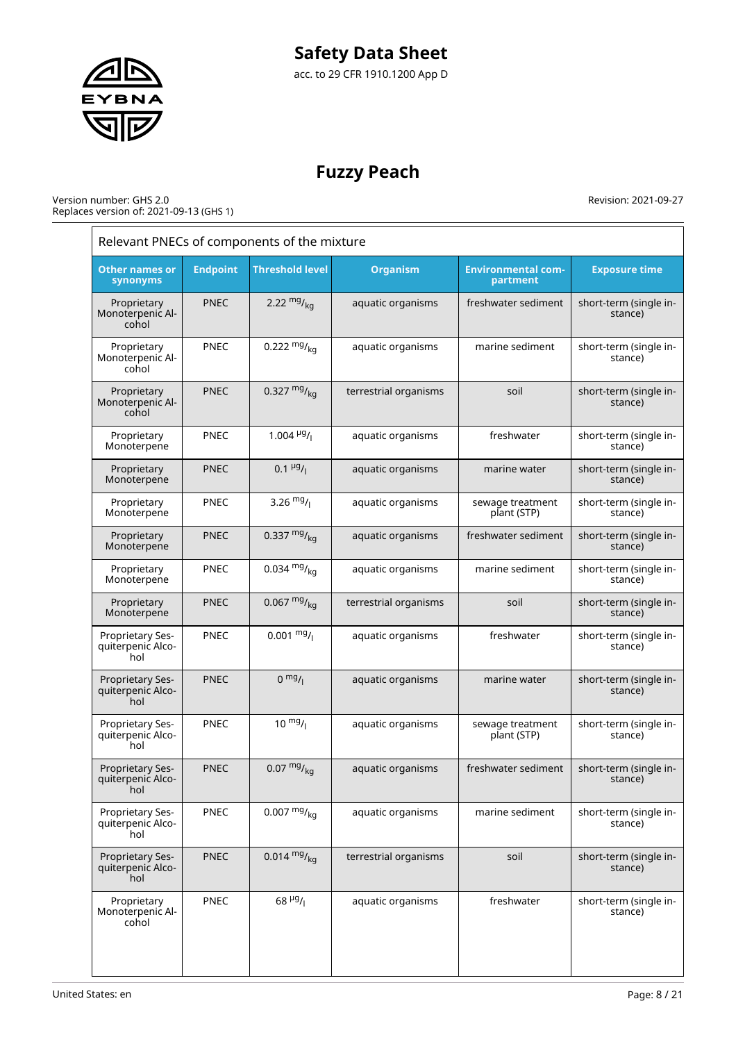# Safety Data Sheet

acc. to 29 CFR 1910.1200 App D

# Fuzzy Peach

Version number: GHS 2.0
Replaces version of: 2021-09-13 (GHS 1)

Revision: 2021-09-27

| Relevant PNECs of components of the mixture | | | | | |
|---|---|---|---|---|---|
| **Other names or synonyms** | **Endpoint** | **Threshold level** | **Organism** | **Environmental compartment** | **Exposure time** |
| Proprietary Monoterpenic Alcohol | PNEC | 2.22 $^{mg}/_{kg}$ | aquatic organisms | freshwater sediment | short-term (single instance) |
| Proprietary Monoterpenic Alcohol | PNEC | 0.222 $^{mg}/_{kg}$ | aquatic organisms | marine sediment | short-term (single instance) |
| Proprietary Monoterpenic Alcohol | PNEC | 0.327 $^{mg}/_{kg}$ | terrestrial organisms | soil | short-term (single instance) |
| Proprietary Monoterpene | PNEC | 1.004 $^{µg}/_{l}$ | aquatic organisms | freshwater | short-term (single instance) |
| Proprietary Monoterpene | PNEC | 0.1 $^{µg}/_{l}$ | aquatic organisms | marine water | short-term (single instance) |
| Proprietary Monoterpene | PNEC | 3.26 $^{mg}/_{l}$ | aquatic organisms | sewage treatment plant (STP) | short-term (single instance) |
| Proprietary Monoterpene | PNEC | 0.337 $^{mg}/_{kg}$ | aquatic organisms | freshwater sediment | short-term (single instance) |
| Proprietary Monoterpene | PNEC | 0.034 $^{mg}/_{kg}$ | aquatic organisms | marine sediment | short-term (single instance) |
| Proprietary Monoterpene | PNEC | 0.067 $^{mg}/_{kg}$ | terrestrial organisms | soil | short-term (single instance) |
| Proprietary Sesquiterpenic Alcohol | PNEC | 0.001 $^{mg}/_{l}$ | aquatic organisms | freshwater | short-term (single instance) |
| Proprietary Sesquiterpenic Alcohol | PNEC | 0 $^{mg}/_{l}$ | aquatic organisms | marine water | short-term (single instance) |
| Proprietary Sesquiterpenic Alcohol | PNEC | 10 $^{mg}/_{l}$ | aquatic organisms | sewage treatment plant (STP) | short-term (single instance) |
| Proprietary Sesquiterpenic Alcohol | PNEC | 0.07 $^{mg}/_{kg}$ | aquatic organisms | freshwater sediment | short-term (single instance) |
| Proprietary Sesquiterpenic Alcohol | PNEC | 0.007 $^{mg}/_{kg}$ | aquatic organisms | marine sediment | short-term (single instance) |
| Proprietary Sesquiterpenic Alcohol | PNEC | 0.014 $^{mg}/_{kg}$ | terrestrial organisms | soil | short-term (single instance) |
| Proprietary Monoterpenic Alcohol | PNEC | 68 $^{µg}/_{l}$ | aquatic organisms | freshwater | short-term (single instance) |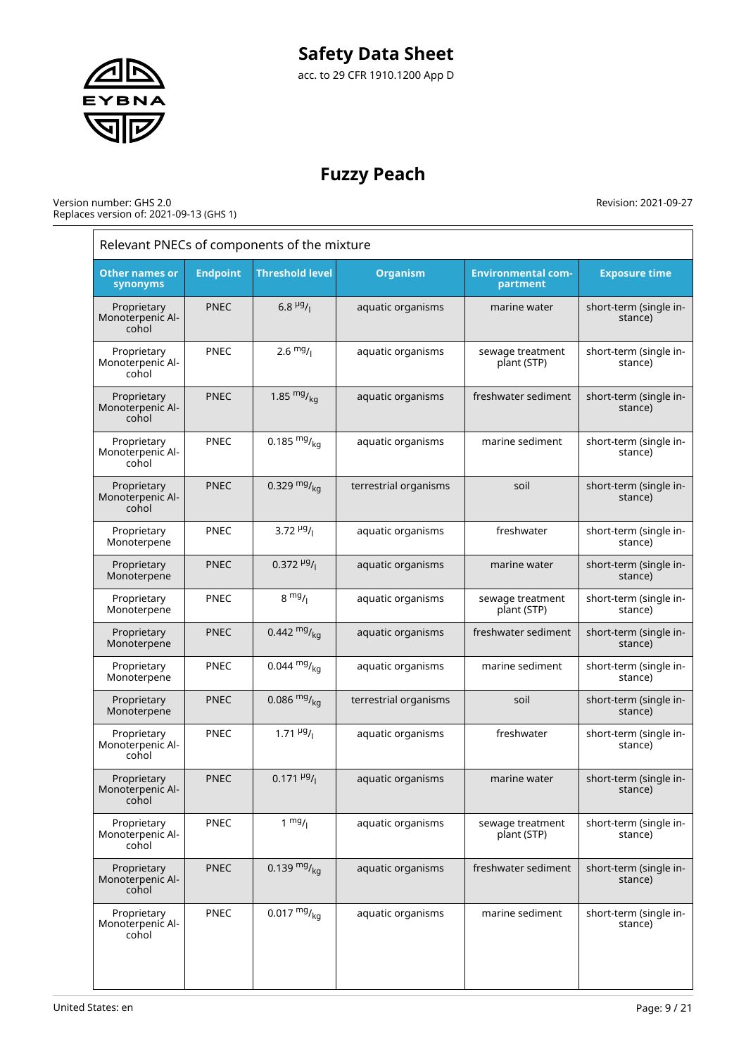| Relevant PNECs of components of the mixture | | | | | |
|---|---|---|---|---|---|
| **Other names or synonyms** | **Endpoint** | **Threshold level** | **Organism** | **Environmental compartment** | **Exposure time** |
| Proprietary Monoterpenic Alcohol | PNEC | 6.8 µg/l | aquatic organisms | marine water | short-term (single instance) |
| Proprietary Monoterpenic Alcohol | PNEC | 2.6 mg/l | aquatic organisms | sewage treatment plant (STP) | short-term (single instance) |
| Proprietary Monoterpenic Alcohol | PNEC | 1.85 mg/kg | aquatic organisms | freshwater sediment | short-term (single instance) |
| Proprietary Monoterpenic Alcohol | PNEC | 0.185 mg/kg | aquatic organisms | marine sediment | short-term (single instance) |
| Proprietary Monoterpenic Alcohol | PNEC | 0.329 mg/kg | terrestrial organisms | soil | short-term (single instance) |
| Proprietary Monoterpene | PNEC | 3.72 µg/l | aquatic organisms | freshwater | short-term (single instance) |
| Proprietary Monoterpene | PNEC | 0.372 µg/l | aquatic organisms | marine water | short-term (single instance) |
| Proprietary Monoterpene | PNEC | 8 mg/l | aquatic organisms | sewage treatment plant (STP) | short-term (single instance) |
| Proprietary Monoterpene | PNEC | 0.442 mg/kg | aquatic organisms | freshwater sediment | short-term (single instance) |
| Proprietary Monoterpene | PNEC | 0.044 mg/kg | aquatic organisms | marine sediment | short-term (single instance) |
| Proprietary Monoterpene | PNEC | 0.086 mg/kg | terrestrial organisms | soil | short-term (single instance) |
| Proprietary Monoterpenic Alcohol | PNEC | 1.71 µg/l | aquatic organisms | freshwater | short-term (single instance) |
| Proprietary Monoterpenic Alcohol | PNEC | 0.171 µg/l | aquatic organisms | marine water | short-term (single instance) |
| Proprietary Monoterpenic Alcohol | PNEC | 1 mg/l | aquatic organisms | sewage treatment plant (STP) | short-term (single instance) |
| Proprietary Monoterpenic Alcohol | PNEC | 0.139 mg/kg | aquatic organisms | freshwater sediment | short-term (single instance) |
| Proprietary Monoterpenic Alcohol | PNEC | 0.017 mg/kg | aquatic organisms | marine sediment | short-term (single instance) |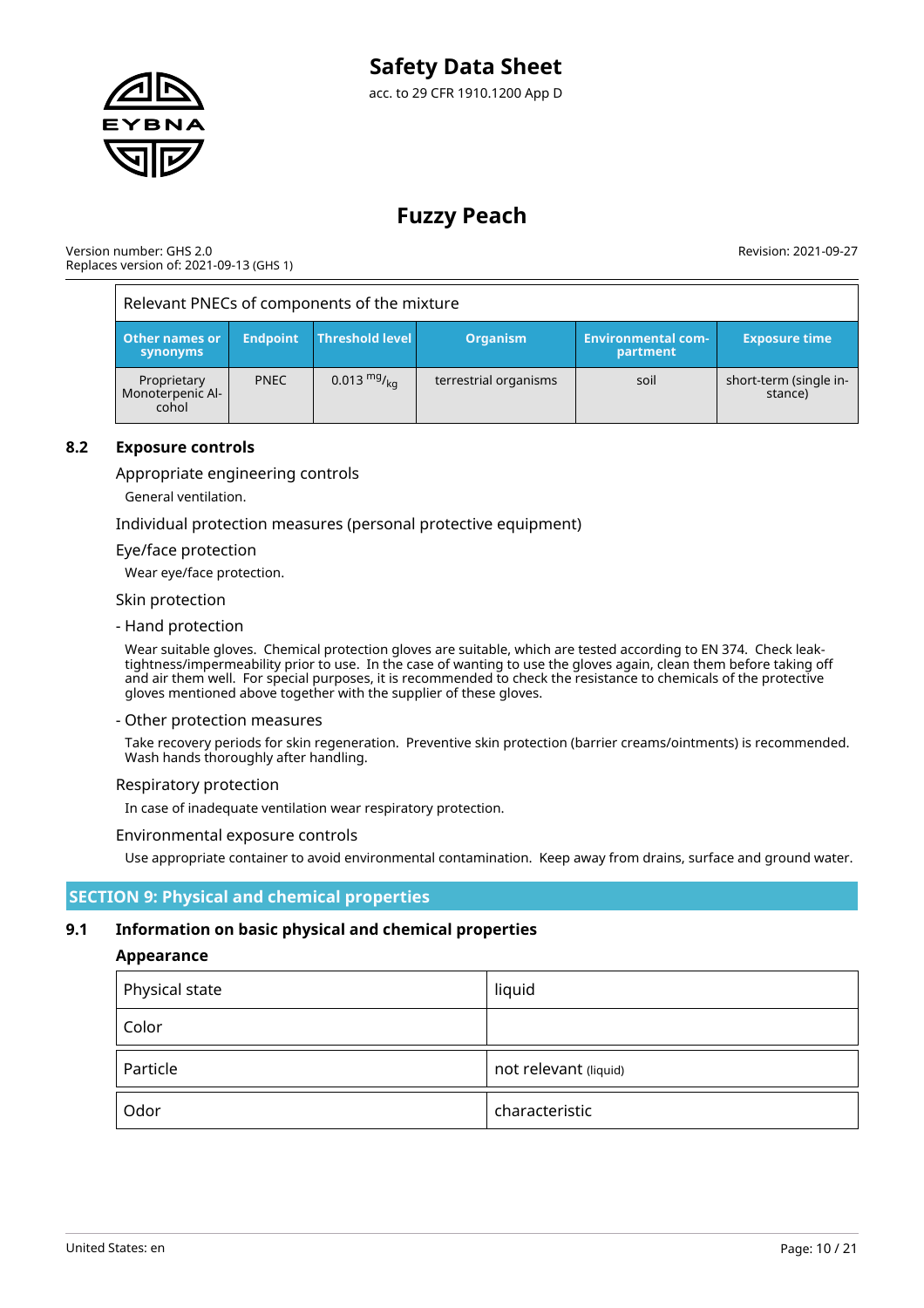| Relevant PNECs of components of the mixture | | | | | |
|---|---|---|---|---|---|
| **Other names or synonyms** | **Endpoint** | **Threshold level** | **Organism** | **Environmental compartment** | **Exposure time** |
| Proprietary Monoterpenic Alcohol | PNEC | 0.013 $^{mg}/_{kg}$ | terrestrial organisms | soil | short-term (single instance) |

### 8.2 Exposure controls

Appropriate engineering controls

General ventilation.

Individual protection measures (personal protective equipment)

Eye/face protection

Wear eye/face protection.

Skin protection

- Hand protection

Wear suitable gloves. Chemical protection gloves are suitable, which are tested according to EN 374. Check leak-tightness/impermeability prior to use. In the case of wanting to use the gloves again, clean them before taking off and air them well. For special purposes, it is recommended to check the resistance to chemicals of the protective gloves mentioned above together with the supplier of these gloves.

- Other protection measures

Take recovery periods for skin regeneration. Preventive skin protection (barrier creams/ointments) is recommended. Wash hands thoroughly after handling.

Respiratory protection

In case of inadequate ventilation wear respiratory protection.

Environmental exposure controls

Use appropriate container to avoid environmental contamination. Keep away from drains, surface and ground water.

## SECTION 9: Physical and chemical properties

### 9.1 Information on basic physical and chemical properties

**Appearance**

| | |
|---|---|
| Physical state | liquid |
| Color | |
| Particle | not relevant (liquid) |
| Odor | characteristic |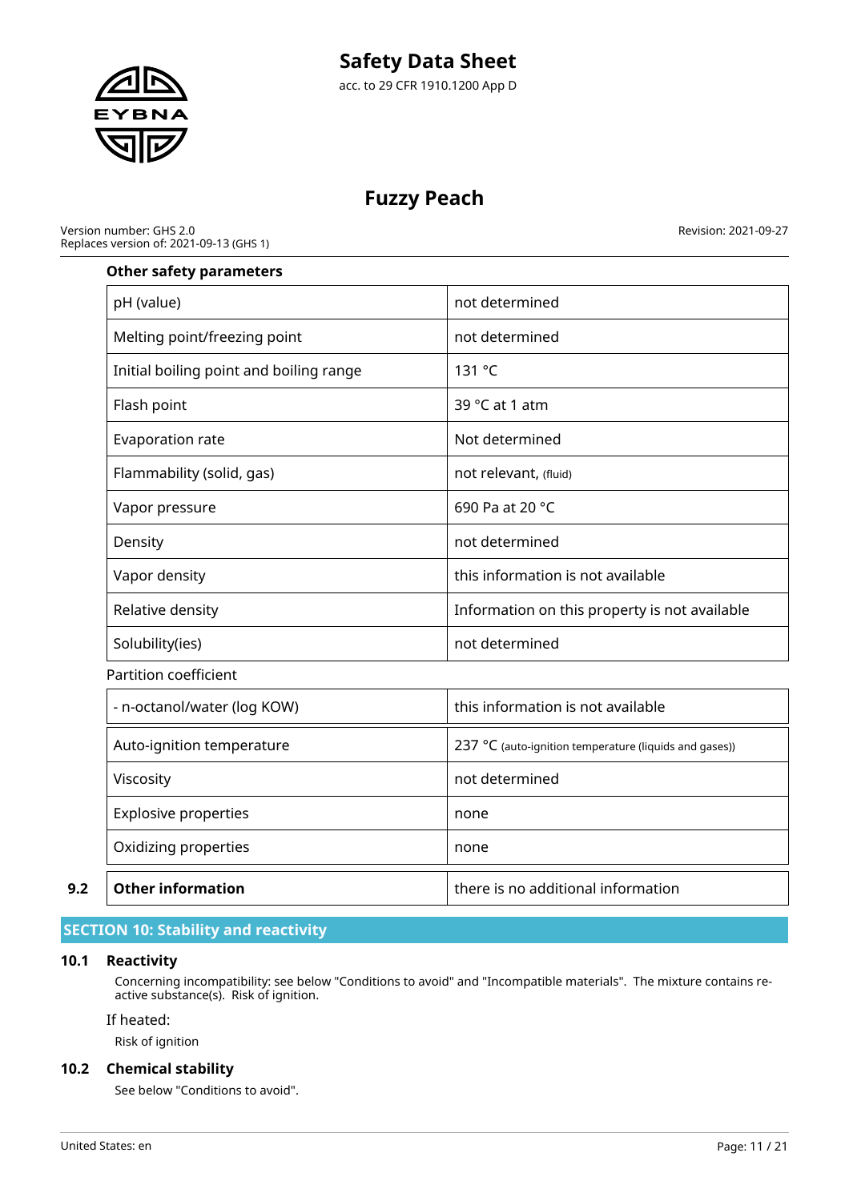### Other safety parameters

| | |
|---|---|
| pH (value) | not determined |
| Melting point/freezing point | not determined |
| Initial boiling point and boiling range | 131 °C |
| Flash point | 39 °C at 1 atm |
| Evaporation rate | Not determined |
| Flammability (solid, gas) | not relevant, (fluid) |
| Vapor pressure | 690 Pa at 20 °C |
| Density | not determined |
| Vapor density | this information is not available |
| Relative density | Information on this property is not available |
| Solubility(ies) | not determined |

Partition coefficient

| | |
|---|---|
| - n-octanol/water (log KOW) | this information is not available |
| Auto-ignition temperature | 237 °C (auto-ignition temperature (liquids and gases)) |
| Viscosity | not determined |
| Explosive properties | none |
| Oxidizing properties | none |

| | |
|---|---|
| **9.2 Other information** | there is no additional information |

## SECTION 10: Stability and reactivity

### 10.1 Reactivity

Concerning incompatibility: see below "Conditions to avoid" and "Incompatible materials". The mixture contains reactive substance(s). Risk of ignition.

If heated:

Risk of ignition

### 10.2 Chemical stability

See below "Conditions to avoid".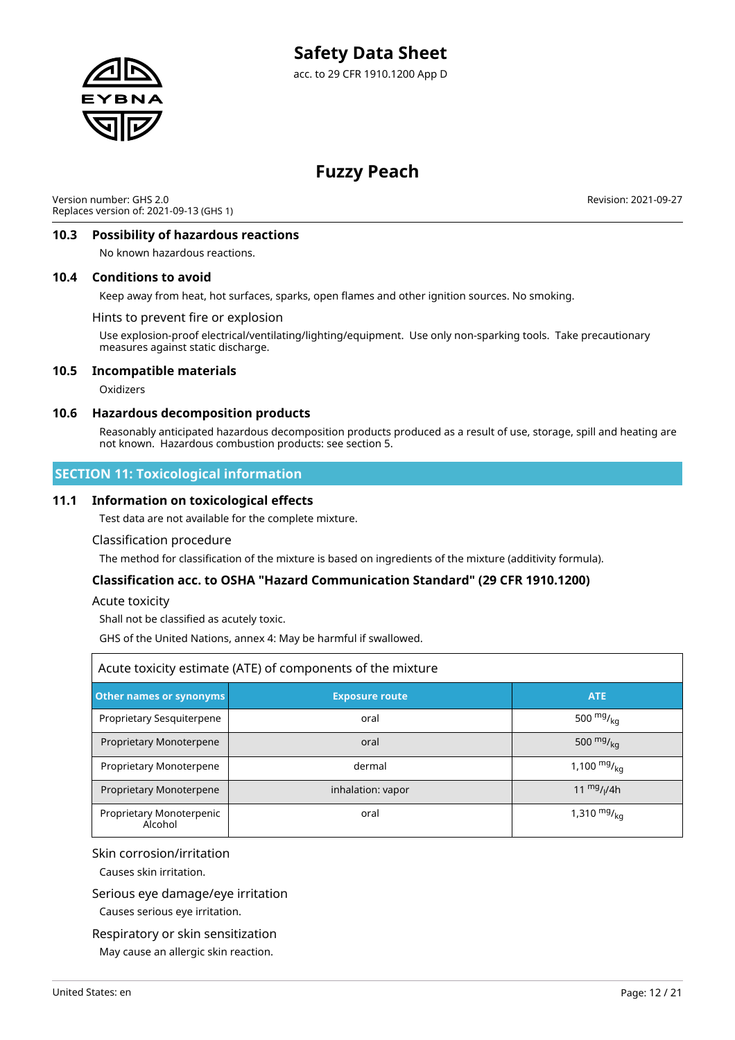### 10.3 Possibility of hazardous reactions

No known hazardous reactions.

### 10.4 Conditions to avoid

Keep away from heat, hot surfaces, sparks, open flames and other ignition sources. No smoking.

Hints to prevent fire or explosion

Use explosion-proof electrical/ventilating/lighting/equipment. Use only non-sparking tools. Take precautionary measures against static discharge.

### 10.5 Incompatible materials

Oxidizers

### 10.6 Hazardous decomposition products

Reasonably anticipated hazardous decomposition products produced as a result of use, storage, spill and heating are not known. Hazardous combustion products: see section 5.

## SECTION 11: Toxicological information

### 11.1 Information on toxicological effects

Test data are not available for the complete mixture.

Classification procedure

The method for classification of the mixture is based on ingredients of the mixture (additivity formula).

**Classification acc. to OSHA "Hazard Communication Standard" (29 CFR 1910.1200)**

Acute toxicity

Shall not be classified as acutely toxic.

GHS of the United Nations, annex 4: May be harmful if swallowed.

Acute toxicity estimate (ATE) of components of the mixture

| Other names or synonyms | Exposure route | ATE |
|---|---|---|
| Proprietary Sesquiterpene | oral | 500 $^{mg}/_{kg}$ |
| Proprietary Monoterpene | oral | 500 $^{mg}/_{kg}$ |
| Proprietary Monoterpene | dermal | 1,100 $^{mg}/_{kg}$ |
| Proprietary Monoterpene | inhalation: vapor | 11 $^{mg}/_{l}$/4h |
| Proprietary Monoterpenic Alcohol | oral | 1,310 $^{mg}/_{kg}$ |

Skin corrosion/irritation

Causes skin irritation.

Serious eye damage/eye irritation

Causes serious eye irritation.

Respiratory or skin sensitization

May cause an allergic skin reaction.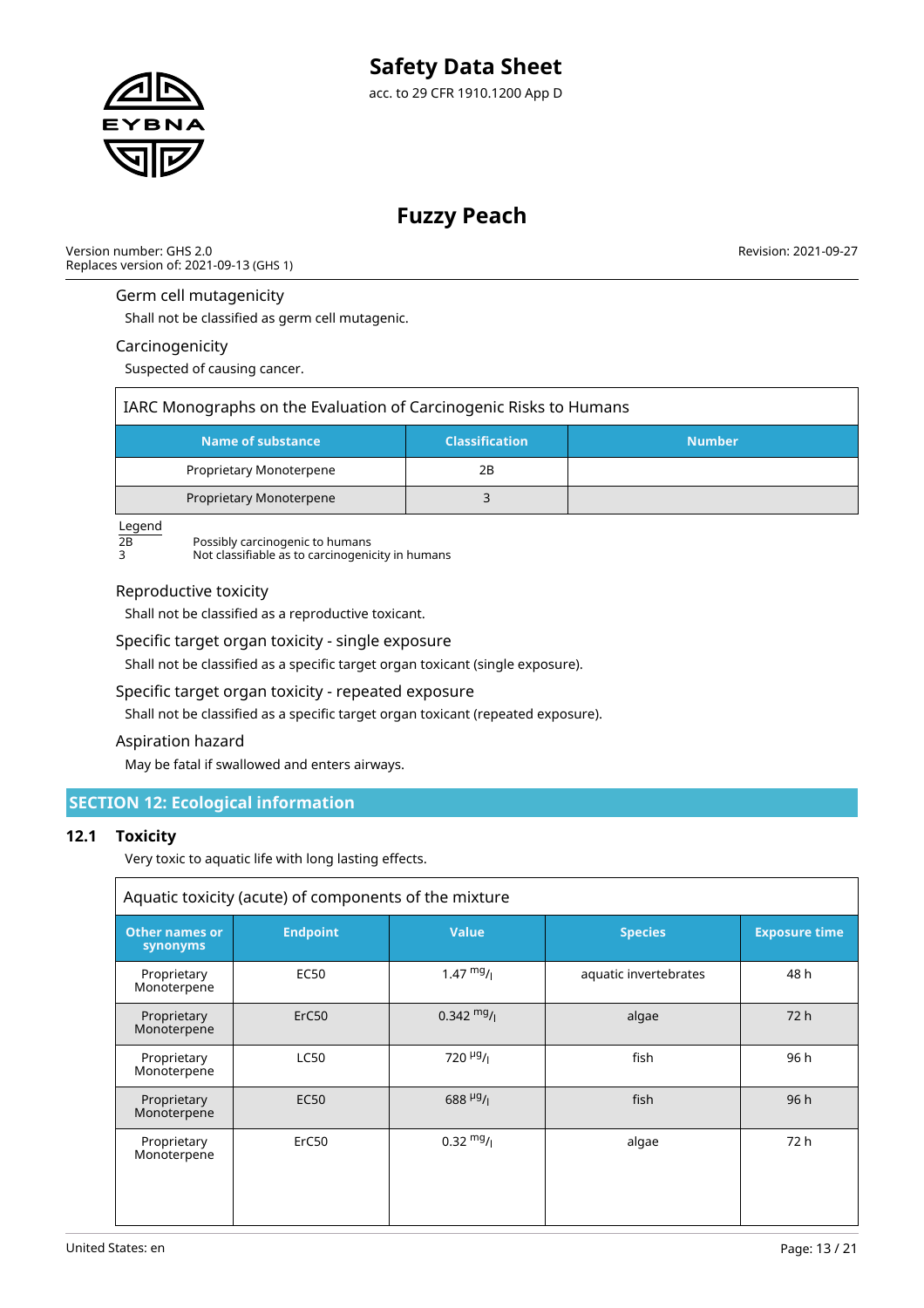### Germ cell mutagenicity

Shall not be classified as germ cell mutagenic.

### Carcinogenicity

Suspected of causing cancer.

| IARC Monographs on the Evaluation of Carcinogenic Risks to Humans | | |
|---|---|---|
| **Name of substance** | **Classification** | **Number** |
| Proprietary Monoterpene | 2B | |
| Proprietary Monoterpene | 3 | |

Legend

| | |
|---|---|
| 2B | Possibly carcinogenic to humans |
| 3 | Not classifiable as to carcinogenicity in humans |

### Reproductive toxicity

Shall not be classified as a reproductive toxicant.

### Specific target organ toxicity - single exposure

Shall not be classified as a specific target organ toxicant (single exposure).

### Specific target organ toxicity - repeated exposure

Shall not be classified as a specific target organ toxicant (repeated exposure).

### Aspiration hazard

May be fatal if swallowed and enters airways.

## SECTION 12: Ecological information

### 12.1 Toxicity

Very toxic to aquatic life with long lasting effects.

| Aquatic toxicity (acute) of components of the mixture | | | | |
|---|---|---|---|---|
| **Other names or synonyms** | **Endpoint** | **Value** | **Species** | **Exposure time** |
| Proprietary Monoterpene | EC50 | 1.47 mg/l | aquatic invertebrates | 48 h |
| Proprietary Monoterpene | ErC50 | 0.342 mg/l | algae | 72 h |
| Proprietary Monoterpene | LC50 | 720 µg/l | fish | 96 h |
| Proprietary Monoterpene | EC50 | 688 µg/l | fish | 96 h |
| Proprietary Monoterpene | ErC50 | 0.32 mg/l | algae | 72 h |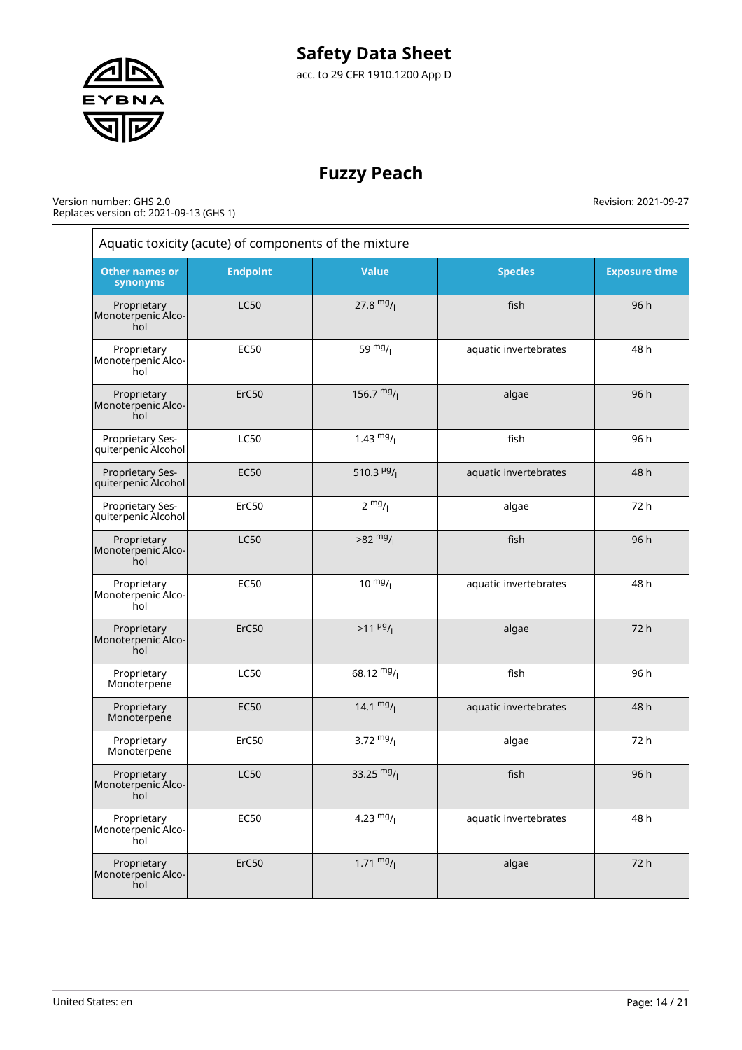| Aquatic toxicity (acute) of components of the mixture | | | | |
|---|---|---|---|---|
| **Other names or synonyms** | **Endpoint** | **Value** | **Species** | **Exposure time** |
| Proprietary Monoterpenic Alcohol | LC50 | 27.8 $^{mg}/_{l}$ | fish | 96 h |
| Proprietary Monoterpenic Alcohol | EC50 | 59 $^{mg}/_{l}$ | aquatic invertebrates | 48 h |
| Proprietary Monoterpenic Alcohol | ErC50 | 156.7 $^{mg}/_{l}$ | algae | 96 h |
| Proprietary Sesquiterpenic Alcohol | LC50 | 1.43 $^{mg}/_{l}$ | fish | 96 h |
| Proprietary Sesquiterpenic Alcohol | EC50 | 510.3 $^{µg}/_{l}$ | aquatic invertebrates | 48 h |
| Proprietary Sesquiterpenic Alcohol | ErC50 | 2 $^{mg}/_{l}$ | algae | 72 h |
| Proprietary Monoterpenic Alcohol | LC50 | >82 $^{mg}/_{l}$ | fish | 96 h |
| Proprietary Monoterpenic Alcohol | EC50 | 10 $^{mg}/_{l}$ | aquatic invertebrates | 48 h |
| Proprietary Monoterpenic Alcohol | ErC50 | >11 $^{µg}/_{l}$ | algae | 72 h |
| Proprietary Monoterpene | LC50 | 68.12 $^{mg}/_{l}$ | fish | 96 h |
| Proprietary Monoterpene | EC50 | 14.1 $^{mg}/_{l}$ | aquatic invertebrates | 48 h |
| Proprietary Monoterpene | ErC50 | 3.72 $^{mg}/_{l}$ | algae | 72 h |
| Proprietary Monoterpenic Alcohol | LC50 | 33.25 $^{mg}/_{l}$ | fish | 96 h |
| Proprietary Monoterpenic Alcohol | EC50 | 4.23 $^{mg}/_{l}$ | aquatic invertebrates | 48 h |
| Proprietary Monoterpenic Alcohol | ErC50 | 1.71 $^{mg}/_{l}$ | algae | 72 h |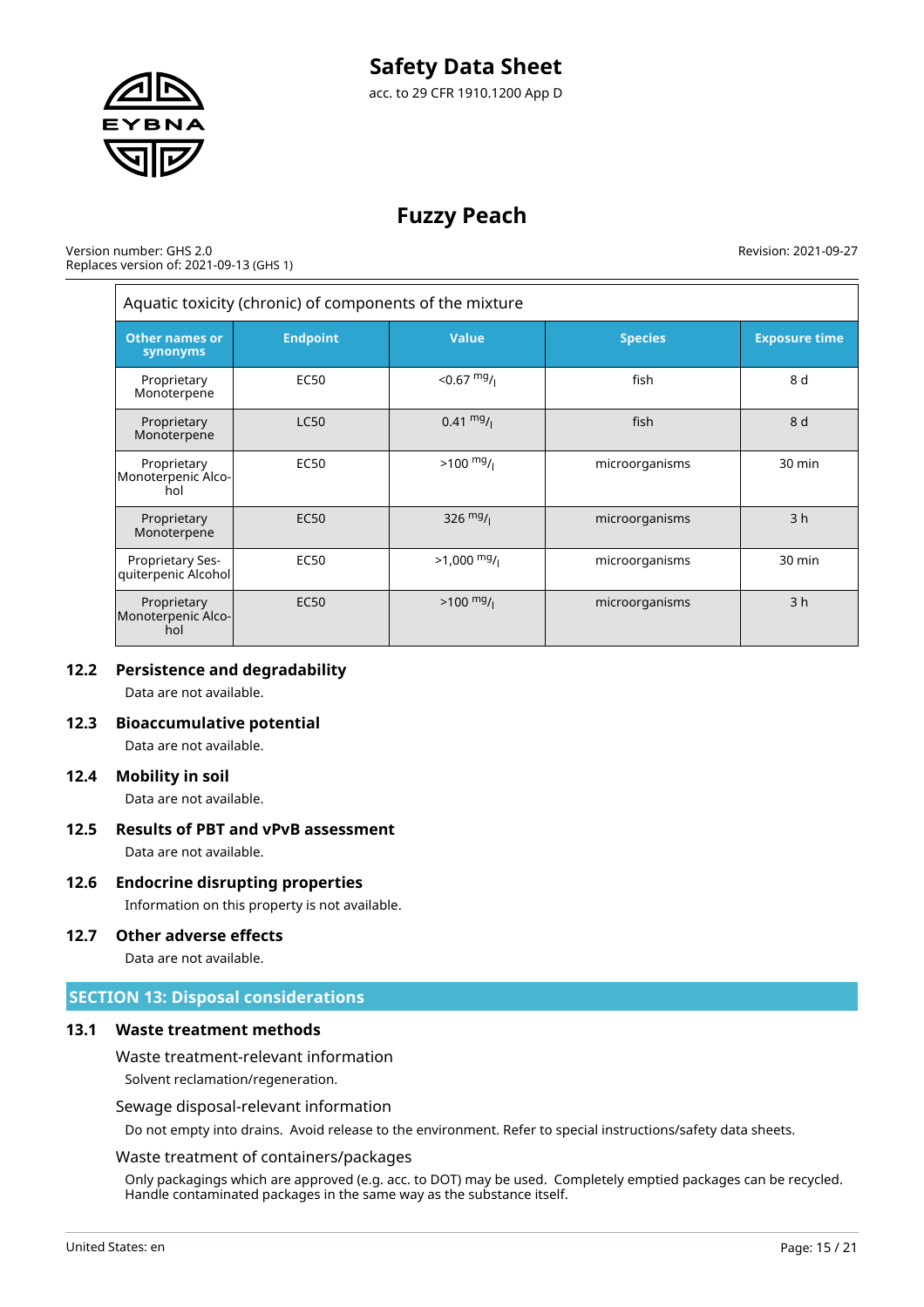| Aquatic toxicity (chronic) of components of the mixture | | | | |
|---|---|---|---|---|
| **Other names or synonyms** | **Endpoint** | **Value** | **Species** | **Exposure time** |
| Proprietary Monoterpene | EC50 | <0.67 $^{mg}/_{l}$ | fish | 8 d |
| Proprietary Monoterpene | LC50 | 0.41 $^{mg}/_{l}$ | fish | 8 d |
| Proprietary Monoterpenic Alcohol | EC50 | >100 $^{mg}/_{l}$ | microorganisms | 30 min |
| Proprietary Monoterpene | EC50 | 326 $^{mg}/_{l}$ | microorganisms | 3 h |
| Proprietary Sesquiterpenic Alcohol | EC50 | >1,000 $^{mg}/_{l}$ | microorganisms | 30 min |
| Proprietary Monoterpenic Alcohol | EC50 | >100 $^{mg}/_{l}$ | microorganisms | 3 h |

### 12.2 Persistence and degradability

Data are not available.

### 12.3 Bioaccumulative potential

Data are not available.

### 12.4 Mobility in soil

Data are not available.

### 12.5 Results of PBT and vPvB assessment

Data are not available.

### 12.6 Endocrine disrupting properties

Information on this property is not available.

### 12.7 Other adverse effects

Data are not available.

## SECTION 13: Disposal considerations

### 13.1 Waste treatment methods

Waste treatment-relevant information

Solvent reclamation/regeneration.

Sewage disposal-relevant information

Do not empty into drains. Avoid release to the environment. Refer to special instructions/safety data sheets.

Waste treatment of containers/packages

Only packagings which are approved (e.g. acc. to DOT) may be used. Completely emptied packages can be recycled. Handle contaminated packages in the same way as the substance itself.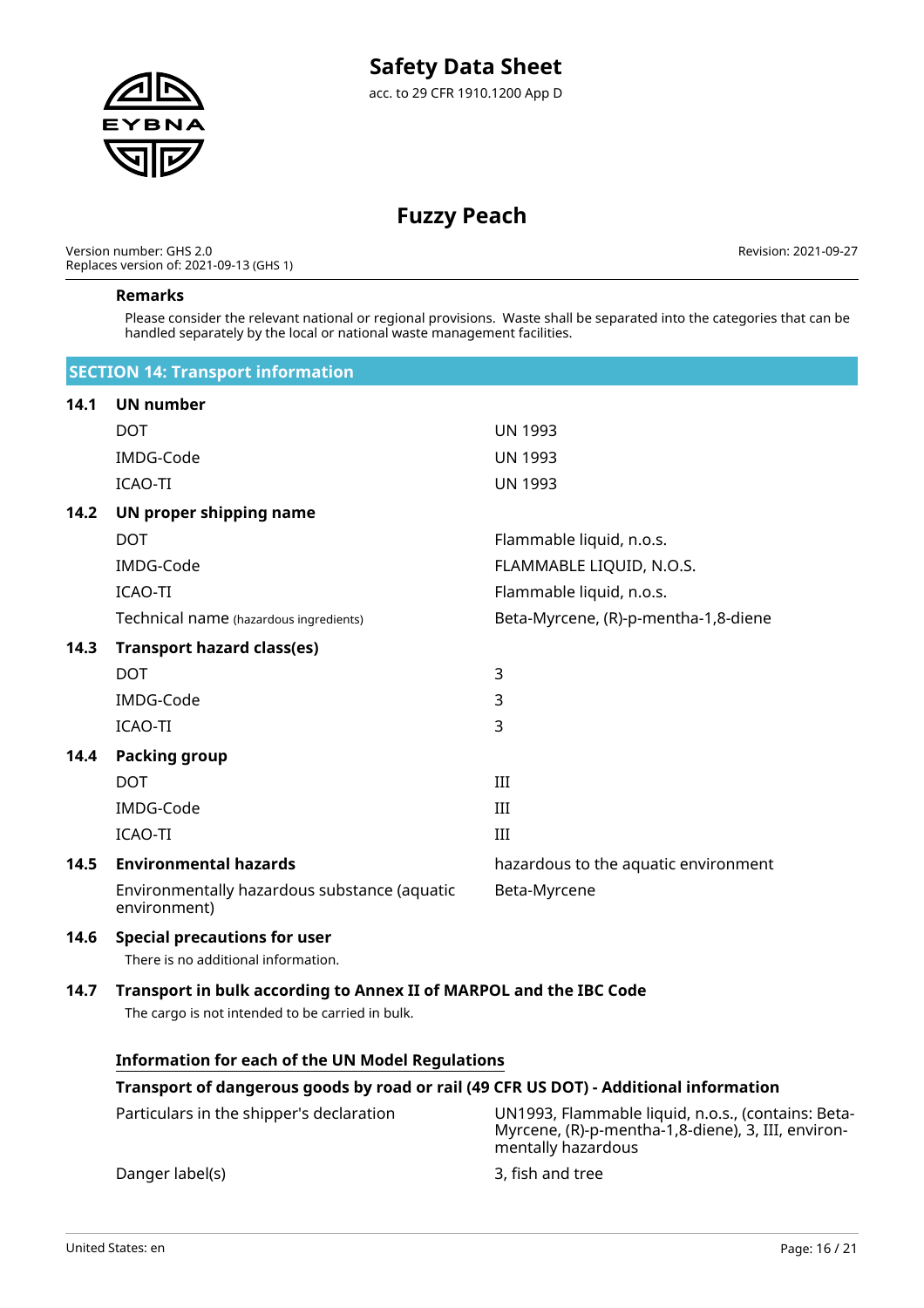**Remarks**

Please consider the relevant national or regional provisions. Waste shall be separated into the categories that can be handled separately by the local or national waste management facilities.

## SECTION 14: Transport information

### 14.1 UN number

| | |
|---|---|
| DOT | UN 1993 |
| IMDG-Code | UN 1993 |
| ICAO-TI | UN 1993 |

### 14.2 UN proper shipping name

| | |
|---|---|
| DOT | Flammable liquid, n.o.s. |
| IMDG-Code | FLAMMABLE LIQUID, N.O.S. |
| ICAO-TI | Flammable liquid, n.o.s. |
| Technical name (hazardous ingredients) | Beta-Myrcene, (R)-p-mentha-1,8-diene |

### 14.3 Transport hazard class(es)

| | |
|---|---|
| DOT | 3 |
| IMDG-Code | 3 |
| ICAO-TI | 3 |

### 14.4 Packing group

| | |
|---|---|
| DOT | III |
| IMDG-Code | III |
| ICAO-TI | III |

### 14.5 Environmental hazards

hazardous to the aquatic environment

| | |
|---|---|
| Environmentally hazardous substance (aquatic environment) | Beta-Myrcene |

### 14.6 Special precautions for user

There is no additional information.

### 14.7 Transport in bulk according to Annex II of MARPOL and the IBC Code

The cargo is not intended to be carried in bulk.

**Information for each of the UN Model Regulations**

**Transport of dangerous goods by road or rail (49 CFR US DOT) - Additional information**

| | |
|---|---|
| Particulars in the shipper's declaration | UN1993, Flammable liquid, n.o.s., (contains: Beta-Myrcene, (R)-p-mentha-1,8-diene), 3, III, environmentally hazardous |
| Danger label(s) | 3, fish and tree |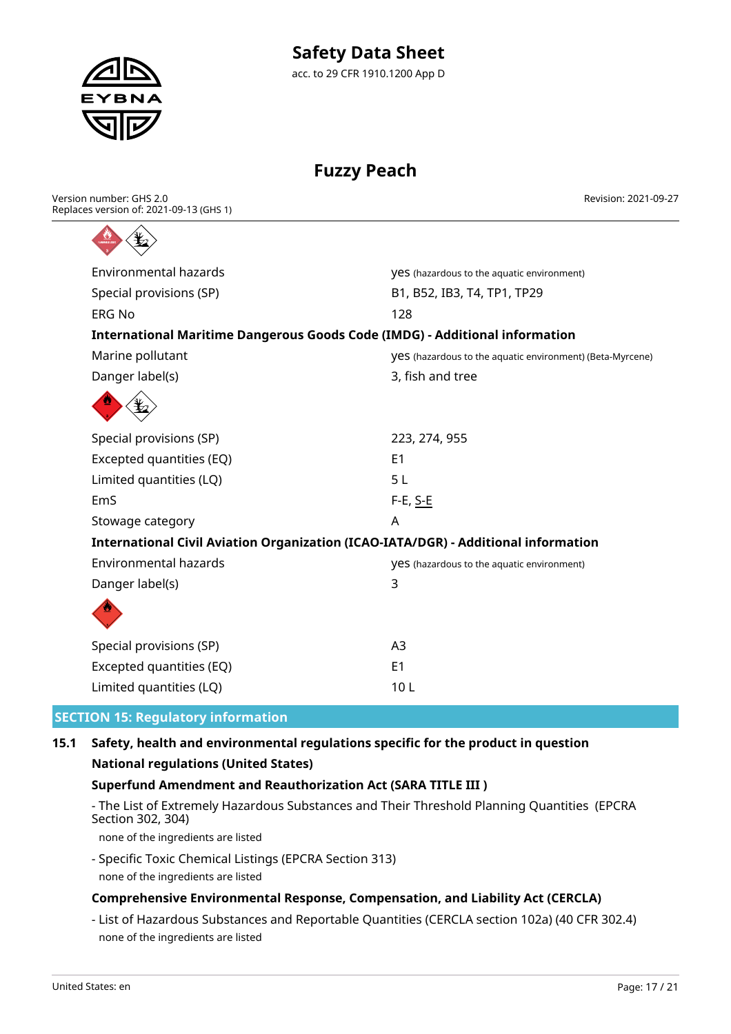| | |
|---|---|
| Environmental hazards | yes (hazardous to the aquatic environment) |
| Special provisions (SP) | B1, B52, IB3, T4, TP1, TP29 |
| ERG No | 128 |

**International Maritime Dangerous Goods Code (IMDG) - Additional information**

| | |
|---|---|
| Marine pollutant | yes (hazardous to the aquatic environment) (Beta-Myrcene) |
| Danger label(s) | 3, fish and tree |
| Special provisions (SP) | 223, 274, 955 |
| Excepted quantities (EQ) | E1 |
| Limited quantities (LQ) | 5 L |
| EmS | F-E, S-E |
| Stowage category | A |

**International Civil Aviation Organization (ICAO-IATA/DGR) - Additional information**

| | |
|---|---|
| Environmental hazards | yes (hazardous to the aquatic environment) |
| Danger label(s) | 3 |
| Special provisions (SP) | A3 |
| Excepted quantities (EQ) | E1 |
| Limited quantities (LQ) | 10 L |

## SECTION 15: Regulatory information

### 15.1 Safety, health and environmental regulations specific for the product in question

**National regulations (United States)**

**Superfund Amendment and Reauthorization Act (SARA TITLE III )**

- The List of Extremely Hazardous Substances and Their Threshold Planning Quantities (EPCRA Section 302, 304)

none of the ingredients are listed

- Specific Toxic Chemical Listings (EPCRA Section 313)

none of the ingredients are listed

**Comprehensive Environmental Response, Compensation, and Liability Act (CERCLA)**

- List of Hazardous Substances and Reportable Quantities (CERCLA section 102a) (40 CFR 302.4)

none of the ingredients are listed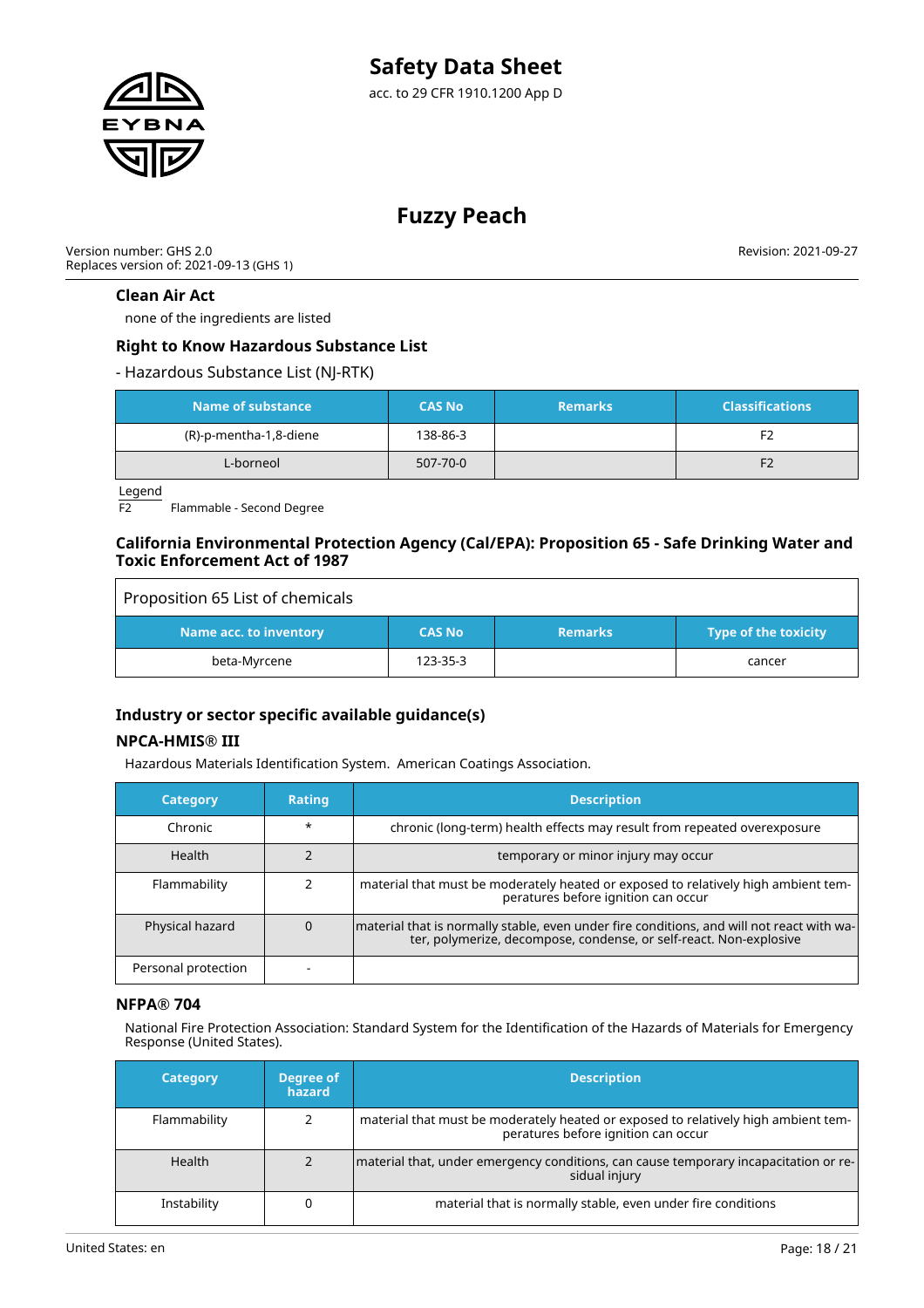### Clean Air Act

none of the ingredients are listed

### Right to Know Hazardous Substance List

- Hazardous Substance List (NJ-RTK)

| Name of substance | CAS No | Remarks | Classifications |
|---|---|---|---|
| (R)-p-mentha-1,8-diene | 138-86-3 | | F2 |
| L-borneol | 507-70-0 | | F2 |

Legend
F2 Flammable - Second Degree

### California Environmental Protection Agency (Cal/EPA): Proposition 65 - Safe Drinking Water and Toxic Enforcement Act of 1987

| Proposition 65 List of chemicals | | | |
|---|---|---|---|
| **Name acc. to inventory** | **CAS No** | **Remarks** | **Type of the toxicity** |
| beta-Myrcene | 123-35-3 | | cancer |

### Industry or sector specific available guidance(s)

### NPCA-HMIS® III

Hazardous Materials Identification System. American Coatings Association.

| Category | Rating | Description |
|---|---|---|
| Chronic | * | chronic (long-term) health effects may result from repeated overexposure |
| Health | 2 | temporary or minor injury may occur |
| Flammability | 2 | material that must be moderately heated or exposed to relatively high ambient temperatures before ignition can occur |
| Physical hazard | 0 | material that is normally stable, even under fire conditions, and will not react with water, polymerize, decompose, condense, or self-react. Non-explosive |
| Personal protection | - | |

### NFPA® 704

National Fire Protection Association: Standard System for the Identification of the Hazards of Materials for Emergency Response (United States).

| Category | Degree of hazard | Description |
|---|---|---|
| Flammability | 2 | material that must be moderately heated or exposed to relatively high ambient temperatures before ignition can occur |
| Health | 2 | material that, under emergency conditions, can cause temporary incapacitation or residual injury |
| Instability | 0 | material that is normally stable, even under fire conditions |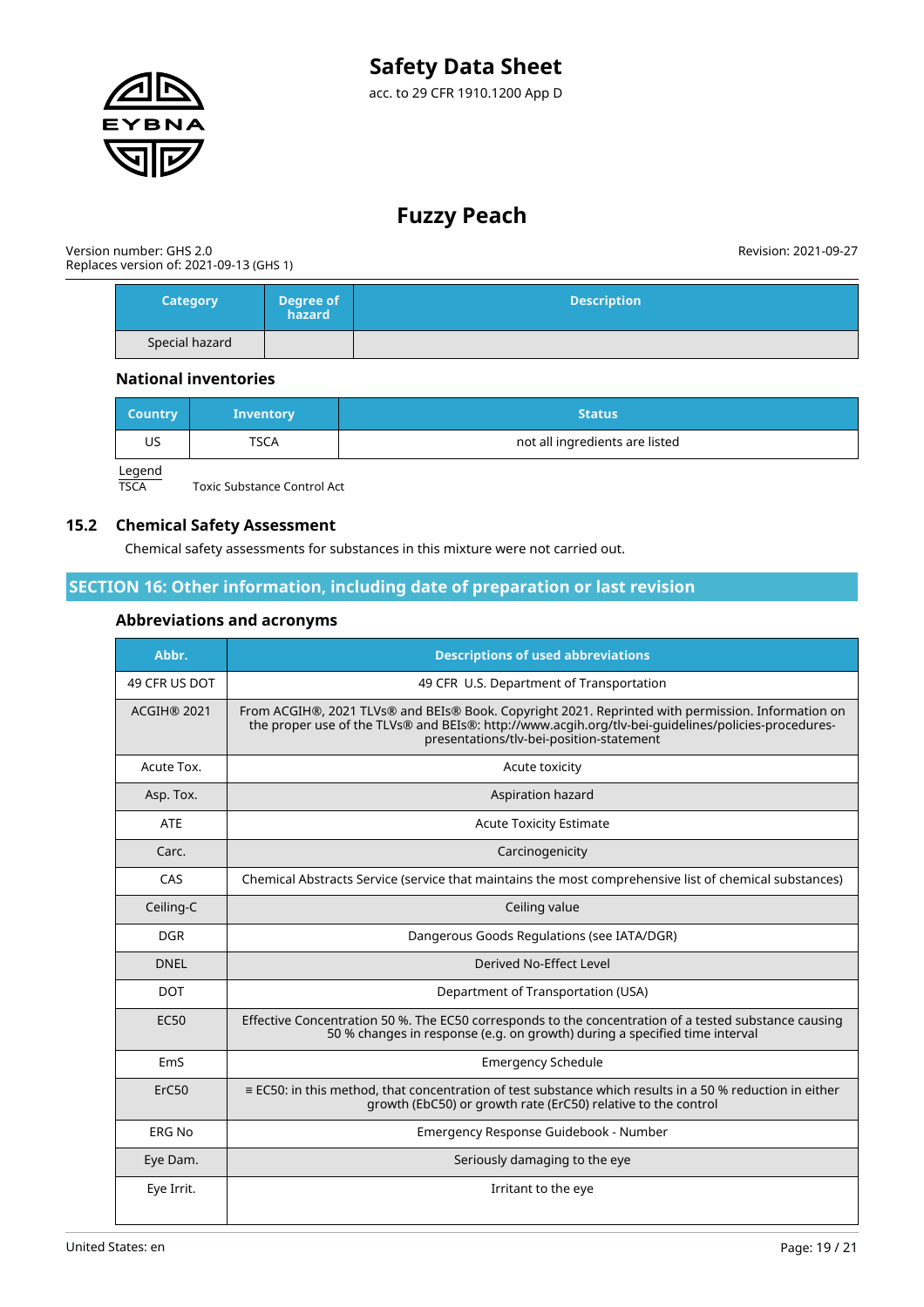| Category | Degree of hazard | Description |
|---|---|---|
| Special hazard | | |

### National inventories

| Country | Inventory | Status |
|---|---|---|
| US | TSCA | not all ingredients are listed |

Legend
TSCA Toxic Substance Control Act

## 15.2 Chemical Safety Assessment

Chemical safety assessments for substances in this mixture were not carried out.

## SECTION 16: Other information, including date of preparation or last revision

### Abbreviations and acronyms

| Abbr. | Descriptions of used abbreviations |
|---|---|
| 49 CFR US DOT | 49 CFR U.S. Department of Transportation |
| ACGIH® 2021 | From ACGIH®, 2021 TLVs® and BEIs® Book. Copyright 2021. Reprinted with permission. Information on the proper use of the TLVs® and BEIs®: http://www.acgih.org/tlv-bei-guidelines/policies-procedures-presentations/tlv-bei-position-statement |
| Acute Tox. | Acute toxicity |
| Asp. Tox. | Aspiration hazard |
| ATE | Acute Toxicity Estimate |
| Carc. | Carcinogenicity |
| CAS | Chemical Abstracts Service (service that maintains the most comprehensive list of chemical substances) |
| Ceiling-C | Ceiling value |
| DGR | Dangerous Goods Regulations (see IATA/DGR) |
| DNEL | Derived No-Effect Level |
| DOT | Department of Transportation (USA) |
| EC50 | Effective Concentration 50 %. The EC50 corresponds to the concentration of a tested substance causing 50 % changes in response (e.g. on growth) during a specified time interval |
| EmS | Emergency Schedule |
| ErC50 | ≡ EC50: in this method, that concentration of test substance which results in a 50 % reduction in either growth (EbC50) or growth rate (ErC50) relative to the control |
| ERG No | Emergency Response Guidebook - Number |
| Eye Dam. | Seriously damaging to the eye |
| Eye Irrit. | Irritant to the eye |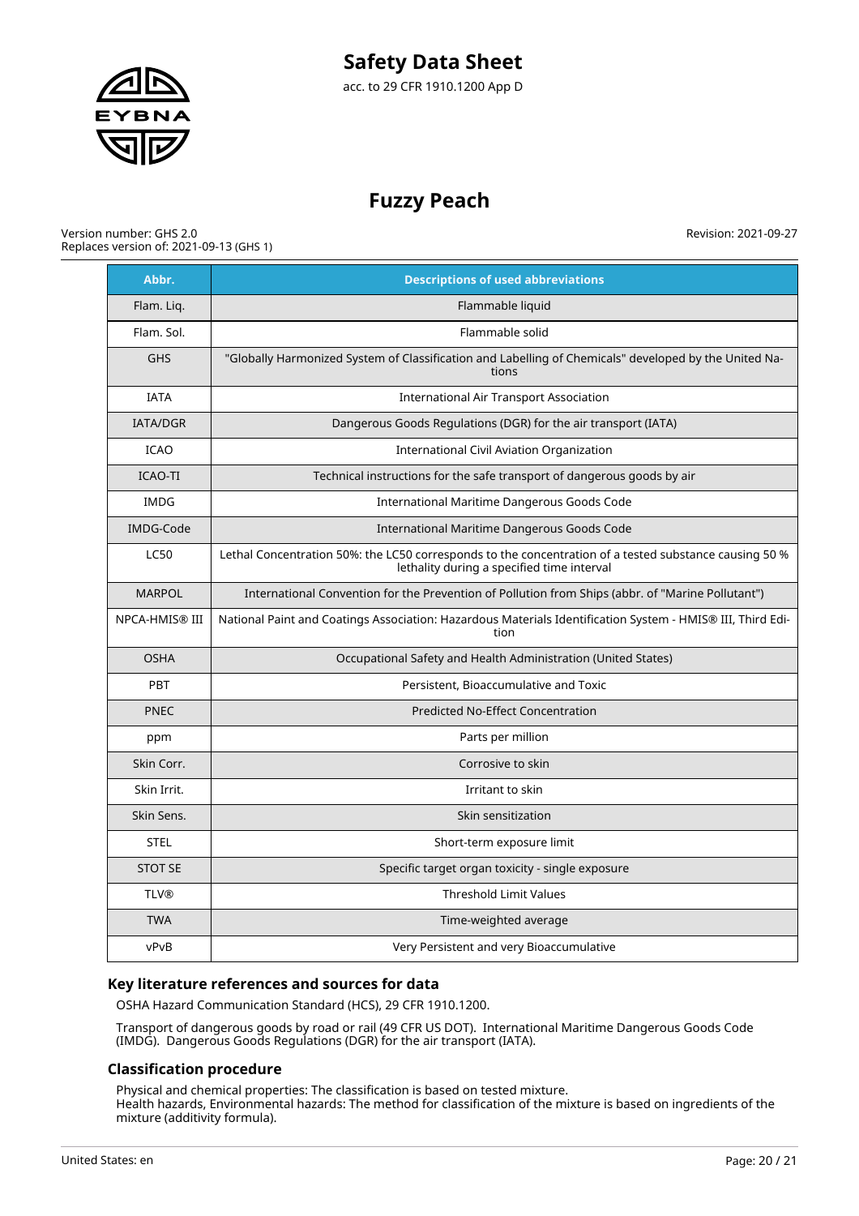| Abbr. | Descriptions of used abbreviations |
|---|---|
| Flam. Liq. | Flammable liquid |
| Flam. Sol. | Flammable solid |
| GHS | "Globally Harmonized System of Classification and Labelling of Chemicals" developed by the United Nations |
| IATA | International Air Transport Association |
| IATA/DGR | Dangerous Goods Regulations (DGR) for the air transport (IATA) |
| ICAO | International Civil Aviation Organization |
| ICAO-TI | Technical instructions for the safe transport of dangerous goods by air |
| IMDG | International Maritime Dangerous Goods Code |
| IMDG-Code | International Maritime Dangerous Goods Code |
| LC50 | Lethal Concentration 50%: the LC50 corresponds to the concentration of a tested substance causing 50 % lethality during a specified time interval |
| MARPOL | International Convention for the Prevention of Pollution from Ships (abbr. of "Marine Pollutant") |
| NPCA-HMIS® III | National Paint and Coatings Association: Hazardous Materials Identification System - HMIS® III, Third Edition |
| OSHA | Occupational Safety and Health Administration (United States) |
| PBT | Persistent, Bioaccumulative and Toxic |
| PNEC | Predicted No-Effect Concentration |
| ppm | Parts per million |
| Skin Corr. | Corrosive to skin |
| Skin Irrit. | Irritant to skin |
| Skin Sens. | Skin sensitization |
| STEL | Short-term exposure limit |
| STOT SE | Specific target organ toxicity - single exposure |
| TLV® | Threshold Limit Values |
| TWA | Time-weighted average |
| vPvB | Very Persistent and very Bioaccumulative |

### Key literature references and sources for data

OSHA Hazard Communication Standard (HCS), 29 CFR 1910.1200.

Transport of dangerous goods by road or rail (49 CFR US DOT). International Maritime Dangerous Goods Code (IMDG). Dangerous Goods Regulations (DGR) for the air transport (IATA).

### Classification procedure

Physical and chemical properties: The classification is based on tested mixture.
Health hazards, Environmental hazards: The method for classification of the mixture is based on ingredients of the mixture (additivity formula).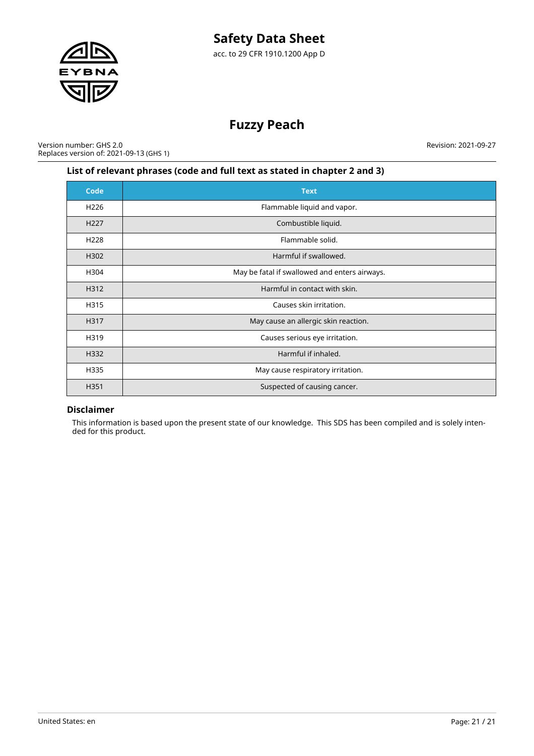### List of relevant phrases (code and full text as stated in chapter 2 and 3)

| Code | Text |
|---|---|
| H226 | Flammable liquid and vapor. |
| H227 | Combustible liquid. |
| H228 | Flammable solid. |
| H302 | Harmful if swallowed. |
| H304 | May be fatal if swallowed and enters airways. |
| H312 | Harmful in contact with skin. |
| H315 | Causes skin irritation. |
| H317 | May cause an allergic skin reaction. |
| H319 | Causes serious eye irritation. |
| H332 | Harmful if inhaled. |
| H335 | May cause respiratory irritation. |
| H351 | Suspected of causing cancer. |

### Disclaimer

This information is based upon the present state of our knowledge. This SDS has been compiled and is solely intended for this product.